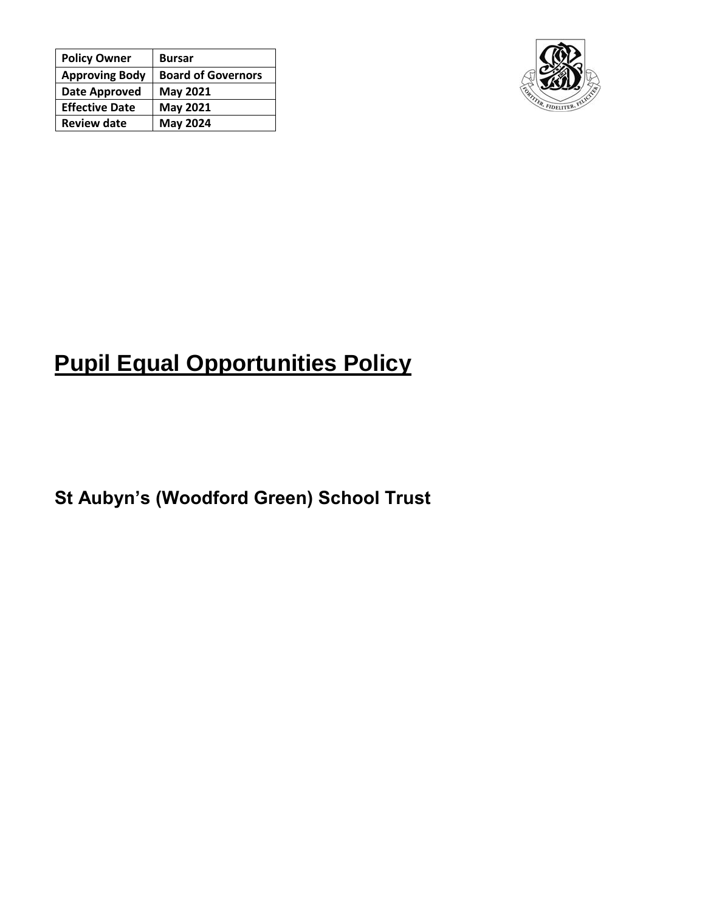| Policy Owner | Bursar |
|---|---|
| Approving Body | Board of Governors |
| Date Approved | May 2021 |
| Effective Date | May 2021 |
| Review date | May 2024 |

# Pupil Equal Opportunities Policy

## St Aubyn's (Woodford Green) School Trust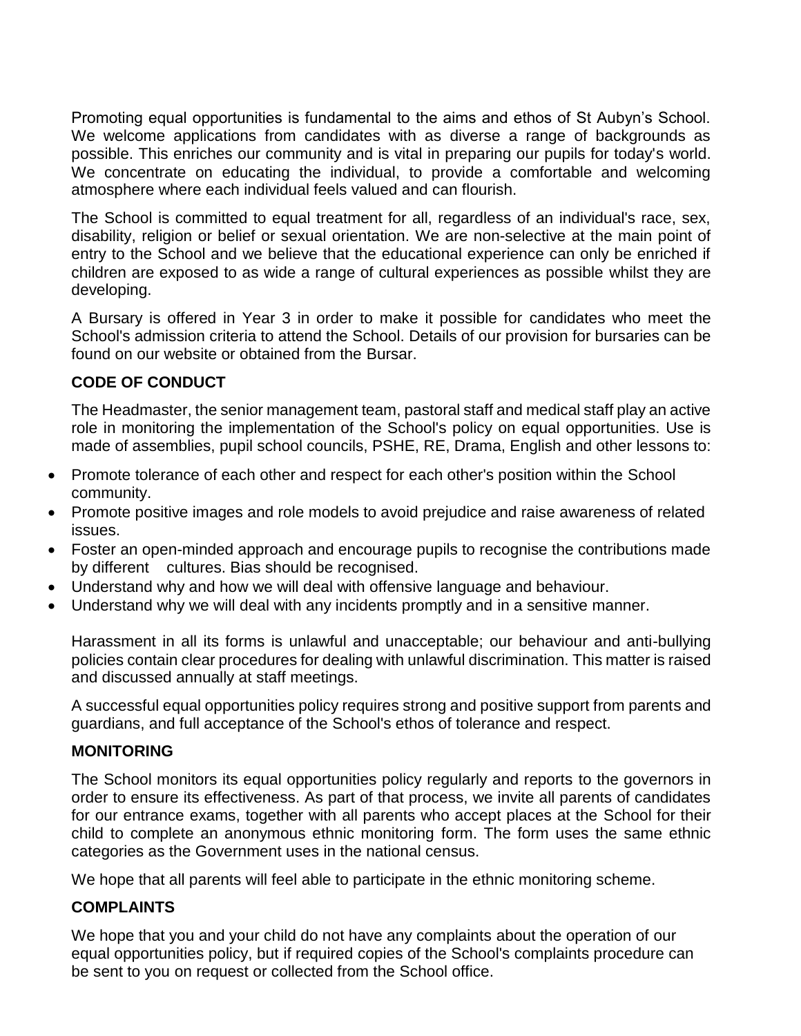Promoting equal opportunities is fundamental to the aims and ethos of St Aubyn's School. We welcome applications from candidates with as diverse a range of backgrounds as possible. This enriches our community and is vital in preparing our pupils for today's world. We concentrate on educating the individual, to provide a comfortable and welcoming atmosphere where each individual feels valued and can flourish.

The School is committed to equal treatment for all, regardless of an individual's race, sex, disability, religion or belief or sexual orientation. We are non-selective at the main point of entry to the School and we believe that the educational experience can only be enriched if children are exposed to as wide a range of cultural experiences as possible whilst they are developing.

A Bursary is offered in Year 3 in order to make it possible for candidates who meet the School's admission criteria to attend the School. Details of our provision for bursaries can be found on our website or obtained from the Bursar.

**CODE OF CONDUCT**

The Headmaster, the senior management team, pastoral staff and medical staff play an active role in monitoring the implementation of the School's policy on equal opportunities. Use is made of assemblies, pupil school councils, PSHE, RE, Drama, English and other lessons to:

- Promote tolerance of each other and respect for each other's position within the School community.
- Promote positive images and role models to avoid prejudice and raise awareness of related issues.
- Foster an open-minded approach and encourage pupils to recognise the contributions made by different cultures. Bias should be recognised.
- Understand why and how we will deal with offensive language and behaviour.
- Understand why we will deal with any incidents promptly and in a sensitive manner.

Harassment in all its forms is unlawful and unacceptable; our behaviour and anti-bullying policies contain clear procedures for dealing with unlawful discrimination. This matter is raised and discussed annually at staff meetings.

A successful equal opportunities policy requires strong and positive support from parents and guardians, and full acceptance of the School's ethos of tolerance and respect.

**MONITORING**

The School monitors its equal opportunities policy regularly and reports to the governors in order to ensure its effectiveness. As part of that process, we invite all parents of candidates for our entrance exams, together with all parents who accept places at the School for their child to complete an anonymous ethnic monitoring form. The form uses the same ethnic categories as the Government uses in the national census.

We hope that all parents will feel able to participate in the ethnic monitoring scheme.

**COMPLAINTS**

We hope that you and your child do not have any complaints about the operation of our equal opportunities policy, but if required copies of the School's complaints procedure can be sent to you on request or collected from the School office.